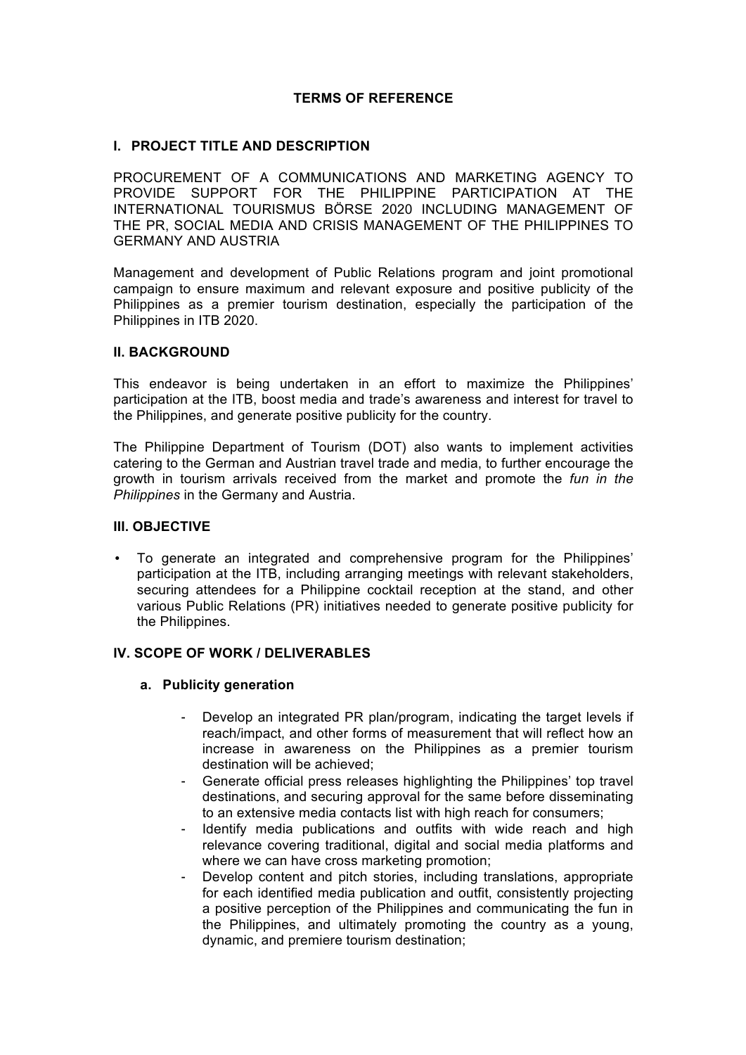# TERMS OF REFERENCE

## I. PROJECT TITLE AND DESCRIPTION

PROCUREMENT OF A COMMUNICATIONS AND MARKETING AGENCY TO PROVIDE SUPPORT FOR THE PHILIPPINE PARTICIPATION AT THE INTERNATIONAL TOURISMUS BÖRSE 2020 INCLUDING MANAGEMENT OF THE PR, SOCIAL MEDIA AND CRISIS MANAGEMENT OF THE PHILIPPINES TO GERMANY AND AUSTRIA

Management and development of Public Relations program and joint promotional campaign to ensure maximum and relevant exposure and positive publicity of the Philippines as a premier tourism destination, especially the participation of the Philippines in ITB 2020.

## II. BACKGROUND

This endeavor is being undertaken in an effort to maximize the Philippines' participation at the ITB, boost media and trade's awareness and interest for travel to the Philippines, and generate positive publicity for the country.

The Philippine Department of Tourism (DOT) also wants to implement activities catering to the German and Austrian travel trade and media, to further encourage the growth in tourism arrivals received from the market and promote the *fun in the Philippines* in the Germany and Austria.

## III. OBJECTIVE

- To generate an integrated and comprehensive program for the Philippines' participation at the ITB, including arranging meetings with relevant stakeholders, securing attendees for a Philippine cocktail reception at the stand, and other various Public Relations (PR) initiatives needed to generate positive publicity for the Philippines.

## IV. SCOPE OF WORK / DELIVERABLES

### a. Publicity generation

- Develop an integrated PR plan/program, indicating the target levels if reach/impact, and other forms of measurement that will reflect how an increase in awareness on the Philippines as a premier tourism destination will be achieved;
- Generate official press releases highlighting the Philippines' top travel destinations, and securing approval for the same before disseminating to an extensive media contacts list with high reach for consumers;
- Identify media publications and outfits with wide reach and high relevance covering traditional, digital and social media platforms and where we can have cross marketing promotion;
- Develop content and pitch stories, including translations, appropriate for each identified media publication and outfit, consistently projecting a positive perception of the Philippines and communicating the fun in the Philippines, and ultimately promoting the country as a young, dynamic, and premiere tourism destination;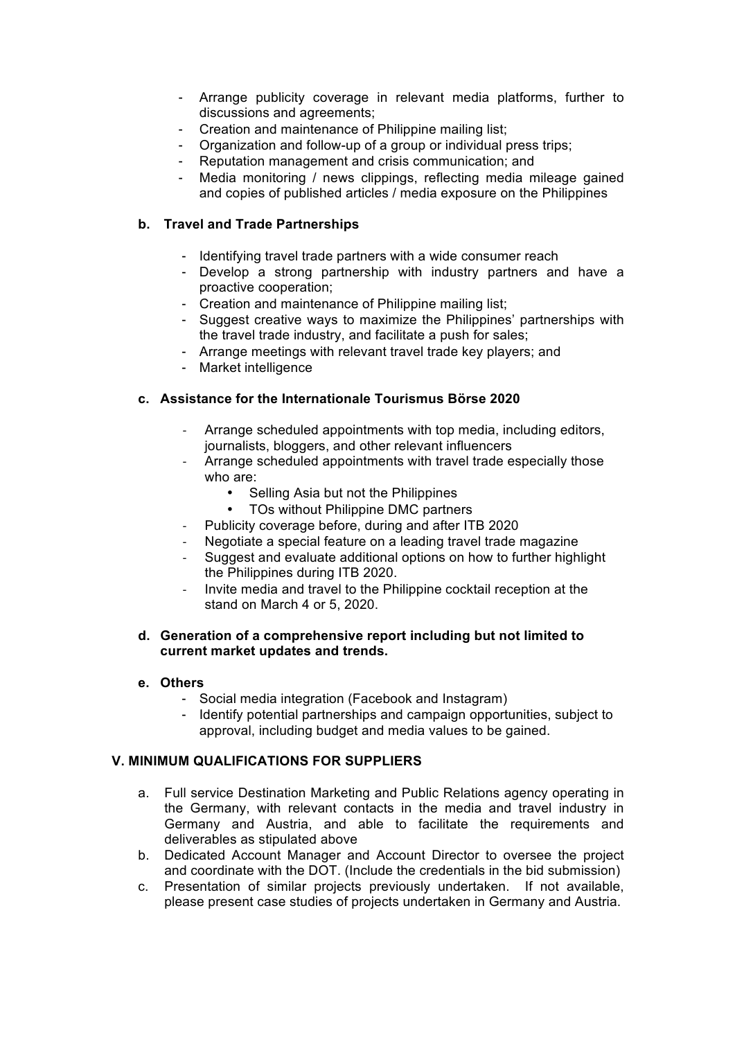- Arrange publicity coverage in relevant media platforms, further to discussions and agreements;
- Creation and maintenance of Philippine mailing list;
- Organization and follow-up of a group or individual press trips;
- Reputation management and crisis communication; and
- Media monitoring / news clippings, reflecting media mileage gained and copies of published articles / media exposure on the Philippines

**b. Travel and Trade Partnerships**

- Identifying travel trade partners with a wide consumer reach
- Develop a strong partnership with industry partners and have a proactive cooperation;
- Creation and maintenance of Philippine mailing list;
- Suggest creative ways to maximize the Philippines' partnerships with the travel trade industry, and facilitate a push for sales;
- Arrange meetings with relevant travel trade key players; and
- Market intelligence

**c. Assistance for the Internationale Tourismus Börse 2020**

- Arrange scheduled appointments with top media, including editors, journalists, bloggers, and other relevant influencers
- Arrange scheduled appointments with travel trade especially those who are:
    - Selling Asia but not the Philippines
    - TOs without Philippine DMC partners
- Publicity coverage before, during and after ITB 2020
- Negotiate a special feature on a leading travel trade magazine
- Suggest and evaluate additional options on how to further highlight the Philippines during ITB 2020.
- Invite media and travel to the Philippine cocktail reception at the stand on March 4 or 5, 2020.

**d. Generation of a comprehensive report including but not limited to current market updates and trends.**

**e. Others**

- Social media integration (Facebook and Instagram)
- Identify potential partnerships and campaign opportunities, subject to approval, including budget and media values to be gained.

**V. MINIMUM QUALIFICATIONS FOR SUPPLIERS**

a. Full service Destination Marketing and Public Relations agency operating in the Germany, with relevant contacts in the media and travel industry in Germany and Austria, and able to facilitate the requirements and deliverables as stipulated above

b. Dedicated Account Manager and Account Director to oversee the project and coordinate with the DOT. (Include the credentials in the bid submission)

c. Presentation of similar projects previously undertaken. If not available, please present case studies of projects undertaken in Germany and Austria.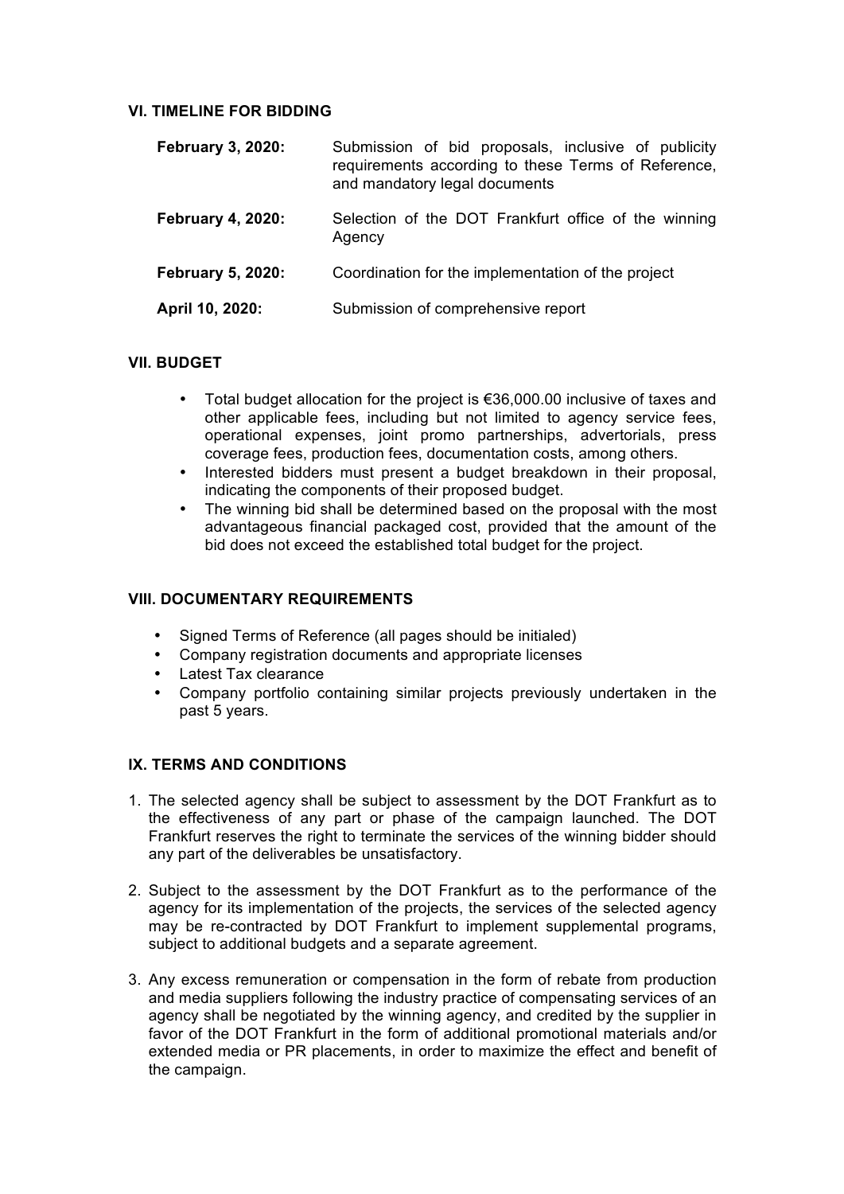## VI. TIMELINE FOR BIDDING

**February 3, 2020:** Submission of bid proposals, inclusive of publicity requirements according to these Terms of Reference, and mandatory legal documents

**February 4, 2020:** Selection of the DOT Frankfurt office of the winning Agency

**February 5, 2020:** Coordination for the implementation of the project

**April 10, 2020:** Submission of comprehensive report

## VII. BUDGET

- Total budget allocation for the project is €36,000.00 inclusive of taxes and other applicable fees, including but not limited to agency service fees, operational expenses, joint promo partnerships, advertorials, press coverage fees, production fees, documentation costs, among others.
- Interested bidders must present a budget breakdown in their proposal, indicating the components of their proposed budget.
- The winning bid shall be determined based on the proposal with the most advantageous financial packaged cost, provided that the amount of the bid does not exceed the established total budget for the project.

## VIII. DOCUMENTARY REQUIREMENTS

- Signed Terms of Reference (all pages should be initialed)
- Company registration documents and appropriate licenses
- Latest Tax clearance
- Company portfolio containing similar projects previously undertaken in the past 5 years.

## IX. TERMS AND CONDITIONS

1. The selected agency shall be subject to assessment by the DOT Frankfurt as to the effectiveness of any part or phase of the campaign launched. The DOT Frankfurt reserves the right to terminate the services of the winning bidder should any part of the deliverables be unsatisfactory.

2. Subject to the assessment by the DOT Frankfurt as to the performance of the agency for its implementation of the projects, the services of the selected agency may be re-contracted by DOT Frankfurt to implement supplemental programs, subject to additional budgets and a separate agreement.

3. Any excess remuneration or compensation in the form of rebate from production and media suppliers following the industry practice of compensating services of an agency shall be negotiated by the winning agency, and credited by the supplier in favor of the DOT Frankfurt in the form of additional promotional materials and/or extended media or PR placements, in order to maximize the effect and benefit of the campaign.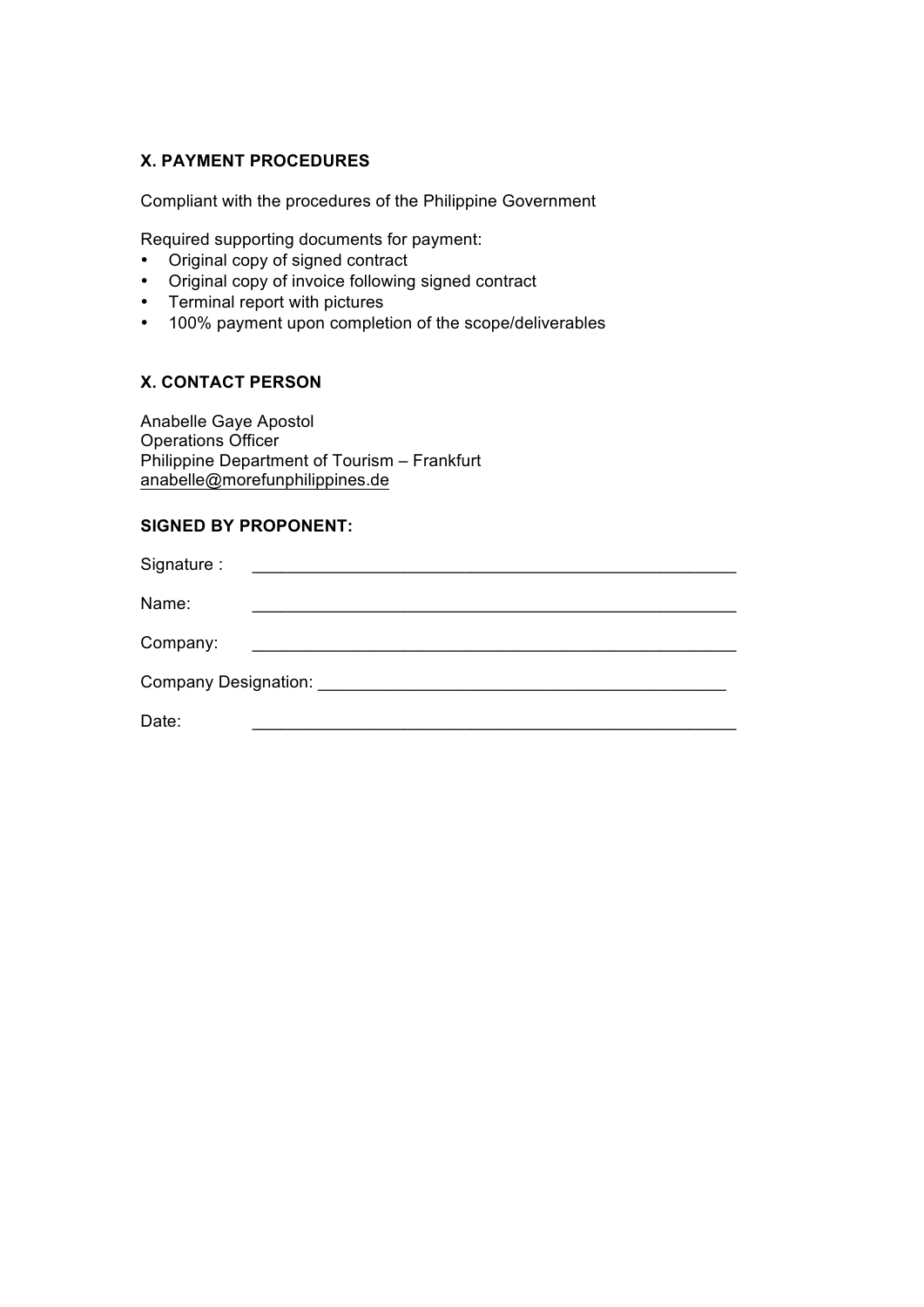## X. PAYMENT PROCEDURES

Compliant with the procedures of the Philippine Government

Required supporting documents for payment:

- Original copy of signed contract
- Original copy of invoice following signed contract
- Terminal report with pictures
- 100% payment upon completion of the scope/deliverables

## X. CONTACT PERSON

Anabelle Gaye Apostol
Operations Officer
Philippine Department of Tourism – Frankfurt
anabelle@morefunphilippines.de

**SIGNED BY PROPONENT:**

Signature : ____________________________________________________

Name: ____________________________________________________

Company: ____________________________________________________

Company Designation: ____________________________________________

Date: ____________________________________________________